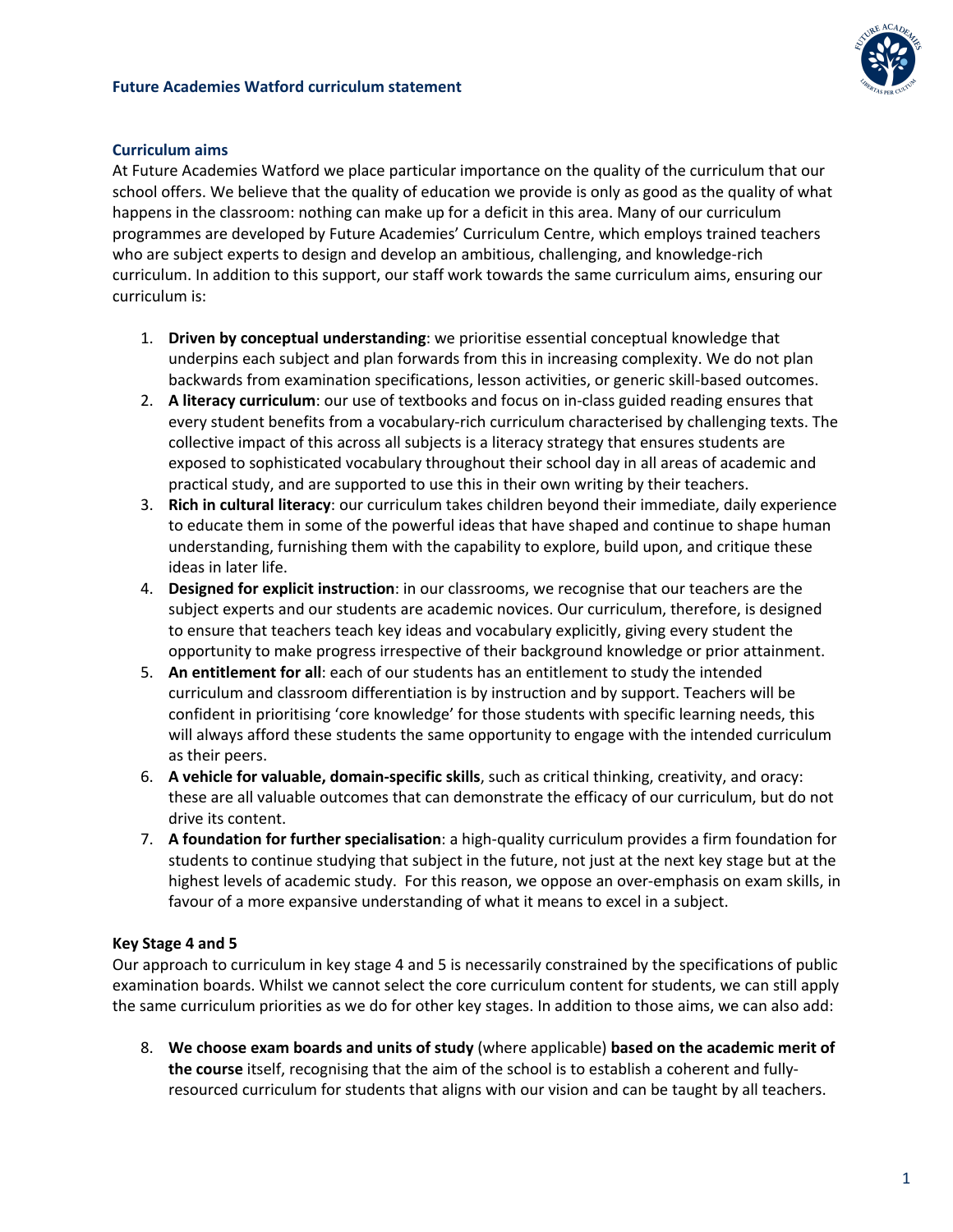# Future Academies Watford curriculum statement

## Curriculum aims

At Future Academies Watford we place particular importance on the quality of the curriculum that our school offers. We believe that the quality of education we provide is only as good as the quality of what happens in the classroom: nothing can make up for a deficit in this area. Many of our curriculum programmes are developed by Future Academies' Curriculum Centre, which employs trained teachers who are subject experts to design and develop an ambitious, challenging, and knowledge-rich curriculum. In addition to this support, our staff work towards the same curriculum aims, ensuring our curriculum is:

1. **Driven by conceptual understanding**: we prioritise essential conceptual knowledge that underpins each subject and plan forwards from this in increasing complexity. We do not plan backwards from examination specifications, lesson activities, or generic skill-based outcomes.
2. **A literacy curriculum**: our use of textbooks and focus on in-class guided reading ensures that every student benefits from a vocabulary-rich curriculum characterised by challenging texts. The collective impact of this across all subjects is a literacy strategy that ensures students are exposed to sophisticated vocabulary throughout their school day in all areas of academic and practical study, and are supported to use this in their own writing by their teachers.
3. **Rich in cultural literacy**: our curriculum takes children beyond their immediate, daily experience to educate them in some of the powerful ideas that have shaped and continue to shape human understanding, furnishing them with the capability to explore, build upon, and critique these ideas in later life.
4. **Designed for explicit instruction**: in our classrooms, we recognise that our teachers are the subject experts and our students are academic novices. Our curriculum, therefore, is designed to ensure that teachers teach key ideas and vocabulary explicitly, giving every student the opportunity to make progress irrespective of their background knowledge or prior attainment.
5. **An entitlement for all**: each of our students has an entitlement to study the intended curriculum and classroom differentiation is by instruction and by support. Teachers will be confident in prioritising 'core knowledge' for those students with specific learning needs, this will always afford these students the same opportunity to engage with the intended curriculum as their peers.
6. **A vehicle for valuable, domain-specific skills**, such as critical thinking, creativity, and oracy: these are all valuable outcomes that can demonstrate the efficacy of our curriculum, but do not drive its content.
7. **A foundation for further specialisation**: a high-quality curriculum provides a firm foundation for students to continue studying that subject in the future, not just at the next key stage but at the highest levels of academic study. For this reason, we oppose an over-emphasis on exam skills, in favour of a more expansive understanding of what it means to excel in a subject.

## Key Stage 4 and 5

Our approach to curriculum in key stage 4 and 5 is necessarily constrained by the specifications of public examination boards. Whilst we cannot select the core curriculum content for students, we can still apply the same curriculum priorities as we do for other key stages. In addition to those aims, we can also add:

8. **We choose exam boards and units of study** (where applicable) **based on the academic merit of the course** itself, recognising that the aim of the school is to establish a coherent and fully-resourced curriculum for students that aligns with our vision and can be taught by all teachers.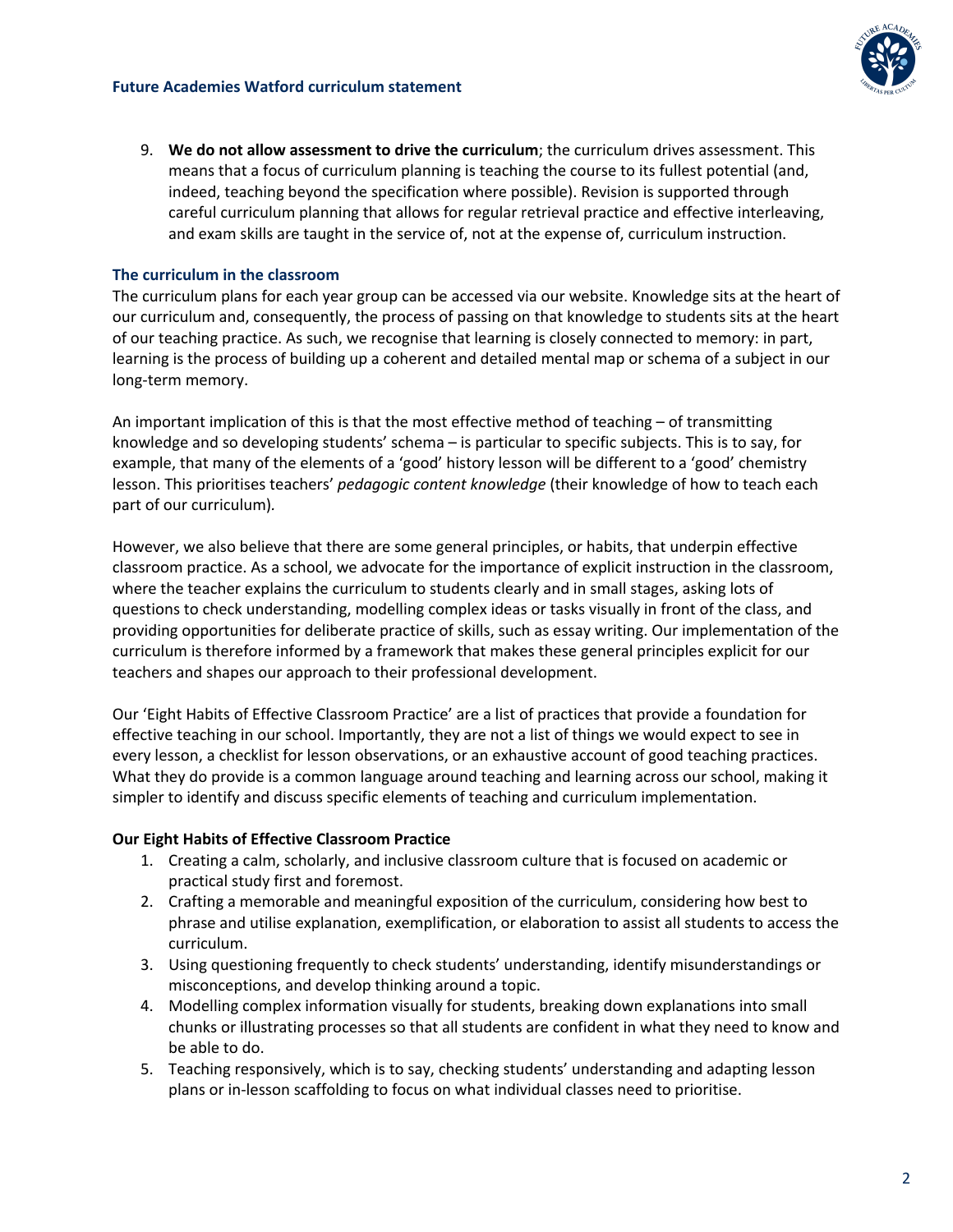9. **We do not allow assessment to drive the curriculum**; the curriculum drives assessment. This means that a focus of curriculum planning is teaching the course to its fullest potential (and, indeed, teaching beyond the specification where possible). Revision is supported through careful curriculum planning that allows for regular retrieval practice and effective interleaving, and exam skills are taught in the service of, not at the expense of, curriculum instruction.

### The curriculum in the classroom

The curriculum plans for each year group can be accessed via our website. Knowledge sits at the heart of our curriculum and, consequently, the process of passing on that knowledge to students sits at the heart of our teaching practice. As such, we recognise that learning is closely connected to memory: in part, learning is the process of building up a coherent and detailed mental map or schema of a subject in our long-term memory.

An important implication of this is that the most effective method of teaching – of transmitting knowledge and so developing students' schema – is particular to specific subjects. This is to say, for example, that many of the elements of a 'good' history lesson will be different to a 'good' chemistry lesson. This prioritises teachers' *pedagogic content knowledge* (their knowledge of how to teach each part of our curriculum).

However, we also believe that there are some general principles, or habits, that underpin effective classroom practice. As a school, we advocate for the importance of explicit instruction in the classroom, where the teacher explains the curriculum to students clearly and in small stages, asking lots of questions to check understanding, modelling complex ideas or tasks visually in front of the class, and providing opportunities for deliberate practice of skills, such as essay writing. Our implementation of the curriculum is therefore informed by a framework that makes these general principles explicit for our teachers and shapes our approach to their professional development.

Our 'Eight Habits of Effective Classroom Practice' are a list of practices that provide a foundation for effective teaching in our school. Importantly, they are not a list of things we would expect to see in every lesson, a checklist for lesson observations, or an exhaustive account of good teaching practices. What they do provide is a common language around teaching and learning across our school, making it simpler to identify and discuss specific elements of teaching and curriculum implementation.

**Our Eight Habits of Effective Classroom Practice**

1. Creating a calm, scholarly, and inclusive classroom culture that is focused on academic or practical study first and foremost.
2. Crafting a memorable and meaningful exposition of the curriculum, considering how best to phrase and utilise explanation, exemplification, or elaboration to assist all students to access the curriculum.
3. Using questioning frequently to check students' understanding, identify misunderstandings or misconceptions, and develop thinking around a topic.
4. Modelling complex information visually for students, breaking down explanations into small chunks or illustrating processes so that all students are confident in what they need to know and be able to do.
5. Teaching responsively, which is to say, checking students' understanding and adapting lesson plans or in-lesson scaffolding to focus on what individual classes need to prioritise.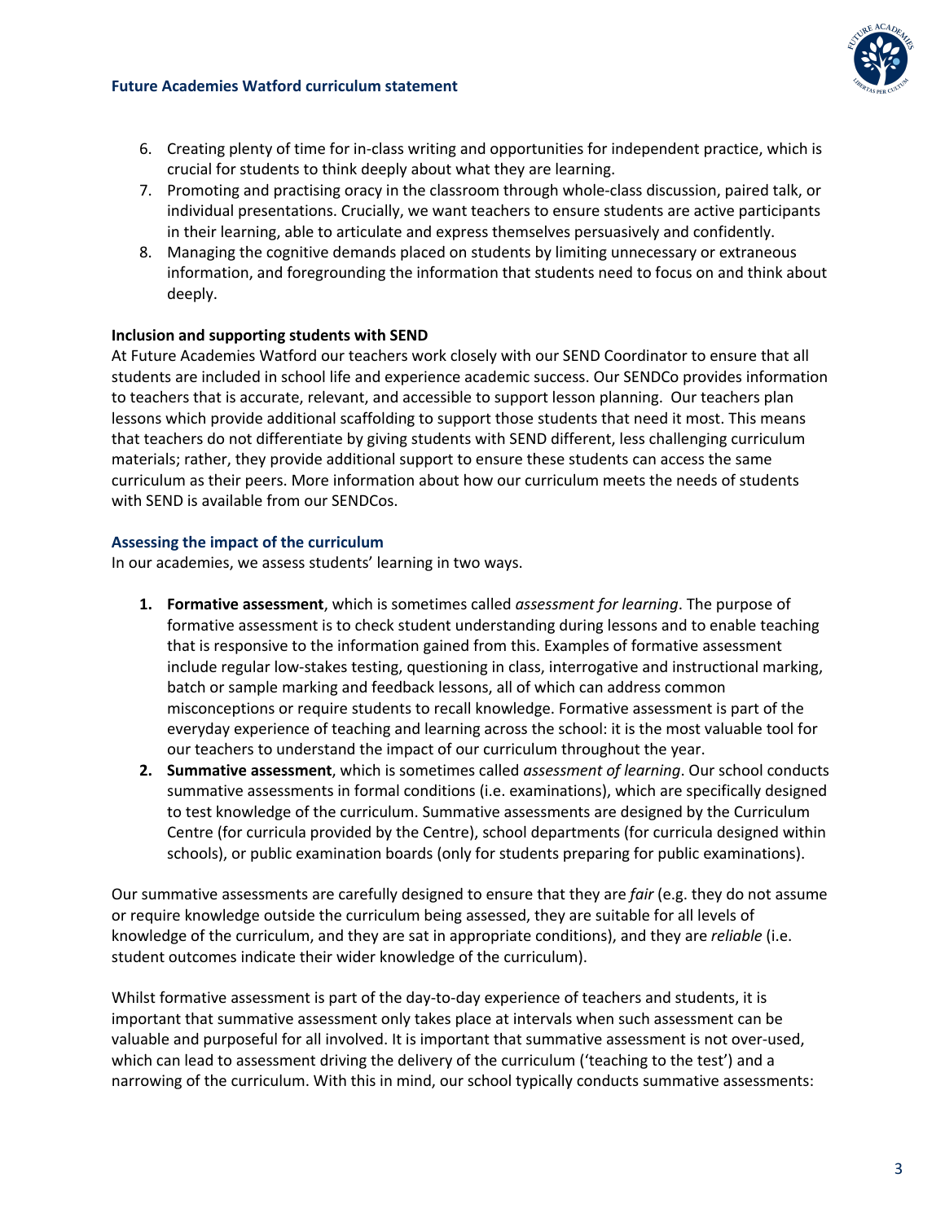6. Creating plenty of time for in-class writing and opportunities for independent practice, which is crucial for students to think deeply about what they are learning.
7. Promoting and practising oracy in the classroom through whole-class discussion, paired talk, or individual presentations. Crucially, we want teachers to ensure students are active participants in their learning, able to articulate and express themselves persuasively and confidently.
8. Managing the cognitive demands placed on students by limiting unnecessary or extraneous information, and foregrounding the information that students need to focus on and think about deeply.

**Inclusion and supporting students with SEND**

At Future Academies Watford our teachers work closely with our SEND Coordinator to ensure that all students are included in school life and experience academic success. Our SENDCo provides information to teachers that is accurate, relevant, and accessible to support lesson planning. Our teachers plan lessons which provide additional scaffolding to support those students that need it most. This means that teachers do not differentiate by giving students with SEND different, less challenging curriculum materials; rather, they provide additional support to ensure these students can access the same curriculum as their peers. More information about how our curriculum meets the needs of students with SEND is available from our SENDCos.

### Assessing the impact of the curriculum

In our academies, we assess students' learning in two ways.

1. **Formative assessment**, which is sometimes called *assessment for learning*. The purpose of formative assessment is to check student understanding during lessons and to enable teaching that is responsive to the information gained from this. Examples of formative assessment include regular low-stakes testing, questioning in class, interrogative and instructional marking, batch or sample marking and feedback lessons, all of which can address common misconceptions or require students to recall knowledge. Formative assessment is part of the everyday experience of teaching and learning across the school: it is the most valuable tool for our teachers to understand the impact of our curriculum throughout the year.
2. **Summative assessment**, which is sometimes called *assessment of learning*. Our school conducts summative assessments in formal conditions (i.e. examinations), which are specifically designed to test knowledge of the curriculum. Summative assessments are designed by the Curriculum Centre (for curricula provided by the Centre), school departments (for curricula designed within schools), or public examination boards (only for students preparing for public examinations).

Our summative assessments are carefully designed to ensure that they are *fair* (e.g. they do not assume or require knowledge outside the curriculum being assessed, they are suitable for all levels of knowledge of the curriculum, and they are sat in appropriate conditions), and they are *reliable* (i.e. student outcomes indicate their wider knowledge of the curriculum).

Whilst formative assessment is part of the day-to-day experience of teachers and students, it is important that summative assessment only takes place at intervals when such assessment can be valuable and purposeful for all involved. It is important that summative assessment is not over-used, which can lead to assessment driving the delivery of the curriculum ('teaching to the test') and a narrowing of the curriculum. With this in mind, our school typically conducts summative assessments: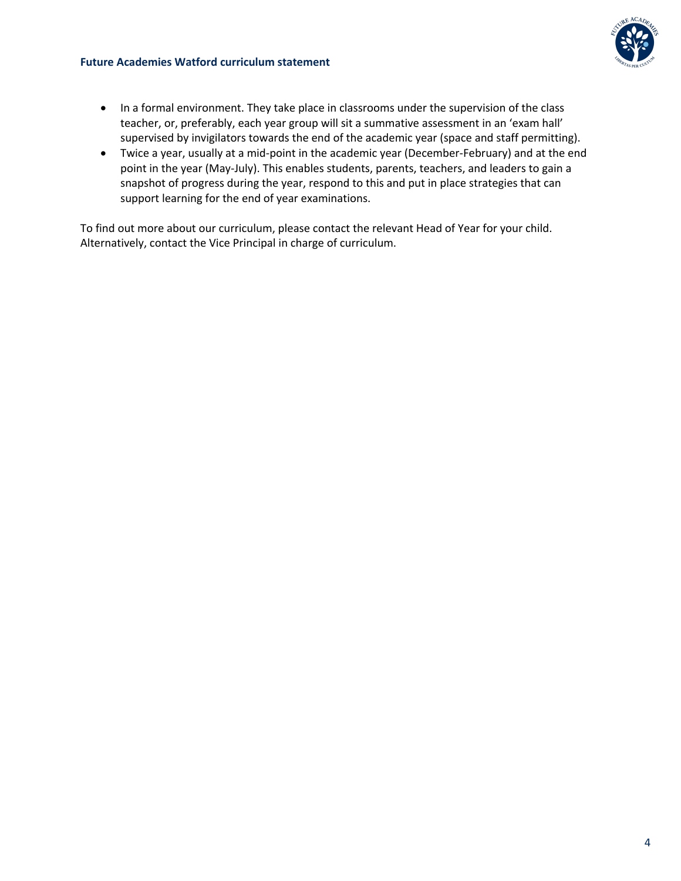- In a formal environment. They take place in classrooms under the supervision of the class teacher, or, preferably, each year group will sit a summative assessment in an 'exam hall' supervised by invigilators towards the end of the academic year (space and staff permitting).
- Twice a year, usually at a mid-point in the academic year (December-February) and at the end point in the year (May-July). This enables students, parents, teachers, and leaders to gain a snapshot of progress during the year, respond to this and put in place strategies that can support learning for the end of year examinations.

To find out more about our curriculum, please contact the relevant Head of Year for your child. Alternatively, contact the Vice Principal in charge of curriculum.